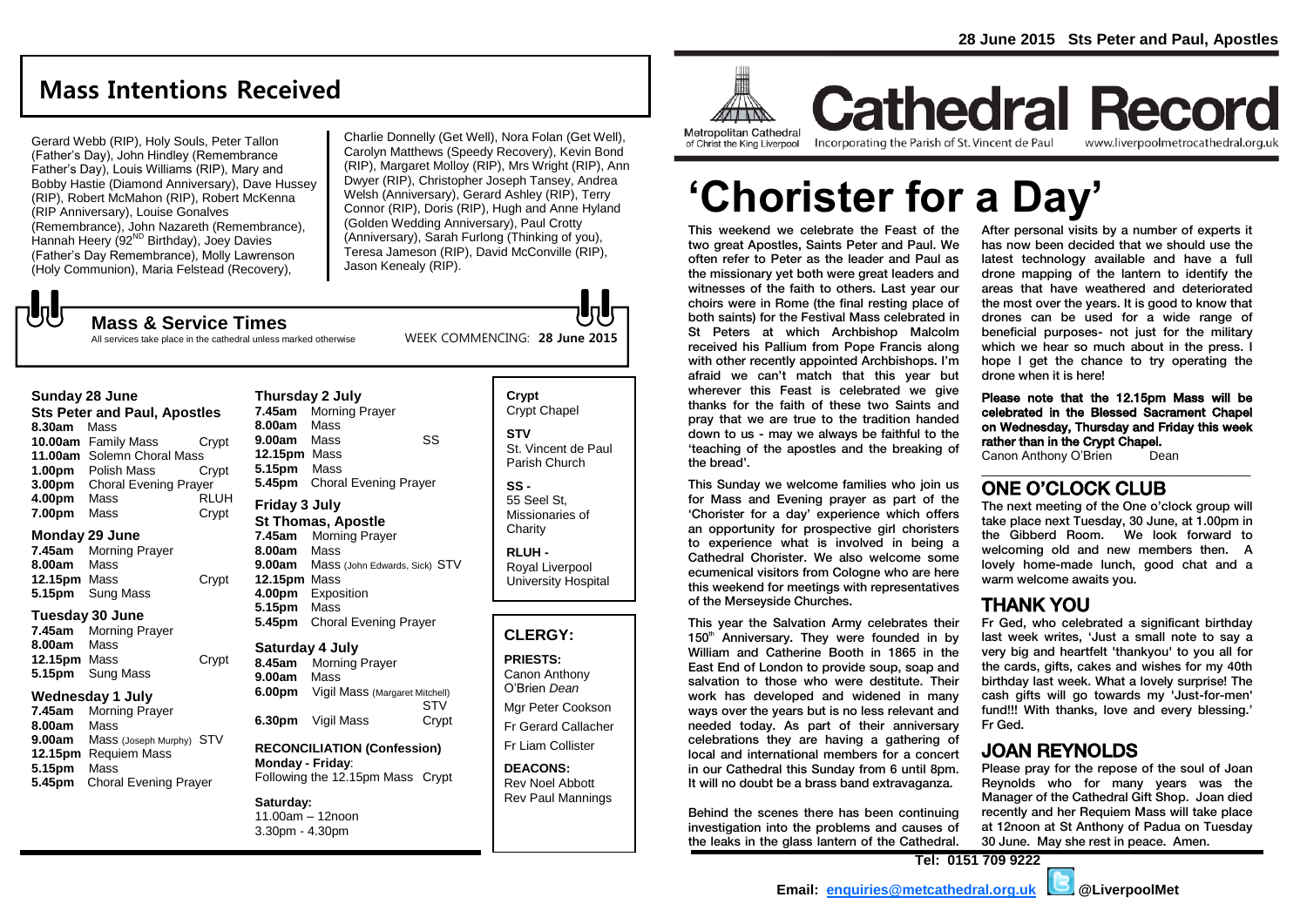# Mass Intentions Received

Gerard Webb (RIP), Holy Souls, Peter Tallon (Father's Day), John Hindley (Remembrance Father's Day), Louis Williams (RIP), Mary and Bobby Hastie (Diamond Anniversary), Dave Hussey (RIP), Robert McMahon (RIP), Robert McKenna (RIP Anniversary), Louise Gonalves (Remembrance), John Nazareth (Remembrance), Hannah Heery (92[ND] Birthday), Joey Davies (Father's Day Remembrance), Molly Lawrenson (Holy Communion), Maria Felstead (Recovery), Charlie Donnelly (Get Well), Nora Folan (Get Well), Carolyn Matthews (Speedy Recovery), Kevin Bond (RIP), Margaret Molloy (RIP), Mrs Wright (RIP), Ann Dwyer (RIP), Christopher Joseph Tansey, Andrea Welsh (Anniversary), Gerard Ashley (RIP), Terry Connor (RIP), Doris (RIP), Hugh and Anne Hyland (Golden Wedding Anniversary), Paul Crotty (Anniversary), Sarah Furlong (Thinking of you), Teresa Jameson (RIP), David McConville (RIP), Jason Kenealy (RIP).

## Mass & Service Times

All services take place in the cathedral unless marked otherwise

WEEK COMMENCING: **28 June 2015**

### Sunday 28 June
**Sts Peter and Paul, Apostles**

**8.30am** Mass
**10.00am** Family Mass — Crypt
**11.00am** Solemn Choral Mass
**1.00pm** Polish Mass — Crypt
**3.00pm** Choral Evening Prayer
**4.00pm** Mass — RLUH
**7.00pm** Mass — Crypt

### Monday 29 June
**7.45am** Morning Prayer
**8.00am** Mass
**12.15pm** Mass — Crypt
**5.15pm** Sung Mass

### Tuesday 30 June
**7.45am** Morning Prayer
**8.00am** Mass
**12.15pm** Mass — Crypt
**5.15pm** Sung Mass

### Wednesday 1 July
**7.45am** Morning Prayer
**8.00am** Mass
**9.00am** Mass (Joseph Murphy) — STV
**12.15pm** Requiem Mass
**5.15pm** Mass
**5.45pm** Choral Evening Prayer

### Thursday 2 July
**7.45am** Morning Prayer
**8.00am** Mass
**9.00am** Mass — SS
**12.15pm** Mass
**5.15pm** Mass
**5.45pm** Choral Evening Prayer

### Friday 3 July
**St Thomas, Apostle**

**7.45am** Morning Prayer
**8.00am** Mass
**9.00am** Mass (John Edwards, Sick) — STV
**12.15pm** Mass
**4.00pm** Exposition
**5.15pm** Mass
**5.45pm** Choral Evening Prayer

### Saturday 4 July
**8.45am** Morning Prayer
**9.00am** Mass
**6.00pm** Vigil Mass (Margaret Mitchell) — STV
**6.30pm** Vigil Mass — Crypt

**RECONCILIATION (Confession)**
**Monday - Friday**:
Following the 12.15pm Mass — Crypt

**Saturday:**
11.00am – 12noon
3.30pm - 4.30pm

**Crypt**
Crypt Chapel

**STV**
St. Vincent de Paul Parish Church

**SS -**
55 Seel St, Missionaries of Charity

**RLUH -**
Royal Liverpool University Hospital

## CLERGY:

**PRIESTS:**
Canon Anthony O'Brien *Dean*
Mgr Peter Cookson
Fr Gerard Callacher
Fr Liam Collister

**DEACONS:**
Rev Noel Abbott
Rev Paul Mannings

**28 June 2015 Sts Peter and Paul, Apostles**

Metropolitan Cathedral of Christ the King Liverpool

# Cathedral Record

Incorporating the Parish of St. Vincent de Paul — www.liverpoolmetrocathedral.org.uk

# 'Chorister for a Day'

This weekend we celebrate the Feast of the two great Apostles, Saints Peter and Paul. We often refer to Peter as the leader and Paul as the missionary yet both were great leaders and witnesses of the faith to others. Last year our choirs were in Rome (the final resting place of both saints) for the Festival Mass celebrated in St Peters at which Archbishop Malcolm received his Pallium from Pope Francis along with other recently appointed Archbishops. I'm afraid we can't match that this year but wherever this Feast is celebrated we give thanks for the faith of these two Saints and pray that we are true to the tradition handed down to us - may we always be faithful to the 'teaching of the apostles and the breaking of the bread'.

This Sunday we welcome families who join us for Mass and Evening prayer as part of the 'Chorister for a day' experience which offers an opportunity for prospective girl choristers to experience what is involved in being a Cathedral Chorister. We also welcome some ecumenical visitors from Cologne who are here this weekend for meetings with representatives of the Merseyside Churches.

This year the Salvation Army celebrates their 150[th] Anniversary. They were founded in by William and Catherine Booth in 1865 in the East End of London to provide soup, soap and salvation to those who were destitute. Their work has developed and widened in many ways over the years but is no less relevant and needed today. As part of their anniversary celebrations they are having a gathering of local and international members for a concert in our Cathedral this Sunday from 6 until 8pm. It will no doubt be a brass band extravaganza.

Behind the scenes there has been continuing investigation into the problems and causes of the leaks in the glass lantern of the Cathedral. After personal visits by a number of experts it has now been decided that we should use the latest technology available and have a full drone mapping of the lantern to identify the areas that have weathered and deteriorated the most over the years. It is good to know that drones can be used for a wide range of beneficial purposes- not just for the military which we hear so much about in the press. I hope I get the chance to try operating the drone when it is here!

**Please note that the 12.15pm Mass will be celebrated in the Blessed Sacrament Chapel on Wednesday, Thursday and Friday this week rather than in the Crypt Chapel.**

Canon Anthony O'Brien — Dean

## ONE O'CLOCK CLUB

The next meeting of the One o'clock group will take place next Tuesday, 30 June, at 1.00pm in the Gibberd Room. We look forward to welcoming old and new members then. A lovely home-made lunch, good chat and a warm welcome awaits you.

## THANK YOU

Fr Ged, who celebrated a significant birthday last week writes, 'Just a small note to say a very big and heartfelt 'thankyou' to you all for the cards, gifts, cakes and wishes for my 40th birthday last week. What a lovely surprise! The cash gifts will go towards my 'Just-for-men' fund!!! With thanks, love and every blessing.' Fr Ged.

## JOAN REYNOLDS

Please pray for the repose of the soul of Joan Reynolds who for many years was the Manager of the Cathedral Gift Shop. Joan died recently and her Requiem Mass will take place at 12noon at St Anthony of Padua on Tuesday 30 June. May she rest in peace. Amen.

**Tel: 0151 709 9222**

**Email: enquiries@metcathedral.org.uk** **@LiverpoolMet**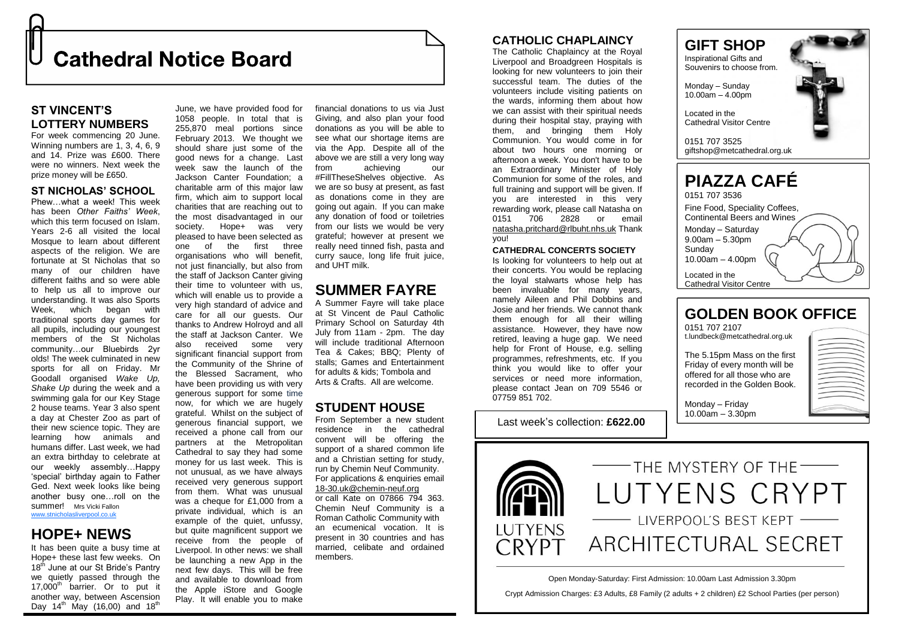# Cathedral Notice Board

## ST VINCENT'S LOTTERY NUMBERS

For week commencing 20 June. Winning numbers are 1, 3, 4, 6, 9 and 14. Prize was £600. There were no winners. Next week the prize money will be £650.

## ST NICHOLAS' SCHOOL

Phew…what a week! This week has been *Other Faiths' Week*, which this term focused on Islam. Years 2-6 all visited the local Mosque to learn about different aspects of the religion. We are fortunate at St Nicholas that so many of our children have different faiths and so were able to help us all to improve our understanding. It was also Sports Week, which began with traditional sports day games for all pupils, including our youngest members of the St Nicholas community…our Bluebirds 2yr olds! The week culminated in new sports for all on Friday. Mr Goodall organised *Wake Up, Shake Up* during the week and a swimming gala for our Key Stage 2 house teams. Year 3 also spent a day at Chester Zoo as part of their new science topic. They are learning how animals and humans differ. Last week, we had an extra birthday to celebrate at our weekly assembly…Happy 'special' birthday again to Father Ged. Next week looks like being another busy one…roll on the summer! Mrs Vicki Fallon
www.stnicholasliverpool.co.uk

# HOPE+ NEWS

It has been quite a busy time at Hope+ these last few weeks. On 18th June at our St Bride's Pantry we quietly passed through the 17,000th barrier. Or to put it another way, between Ascension Day 14th May (16,00) and 18th June, we have provided food for 1058 people. In total that is 255,870 meal portions since February 2013. We thought we should share just some of the good news for a change. Last week saw the launch of the Jackson Canter Foundation; a charitable arm of this major law firm, which aim to support local charities that are reaching out to the most disadvantaged in our society. Hope+ was very pleased to have been selected as one of the first three organisations who will benefit, not just financially, but also from the staff of Jackson Canter giving their time to volunteer with us, which will enable us to provide a very high standard of advice and care for all our guests. Our thanks to Andrew Holroyd and all the staff at Jackson Canter. We also received some very significant financial support from the Community of the Shrine of the Blessed Sacrament, who have been providing us with very generous support for some time now, for which we are hugely grateful. Whilst on the subject of generous financial support, we received a phone call from our partners at the Metropolitan Cathedral to say they had some money for us last week. This is not unusual, as we have always received very generous support from them. What was unusual was a cheque for £1,000 from a private individual, which is an example of the quiet, unfussy, but quite magnificent support we receive from the people of Liverpool. In other news: we shall be launching a new App in the next few days. This will be free and available to download from the Apple iStore and Google Play. It will enable you to make financial donations to us via Just Giving, and also plan your food donations as you will be able to see what our shortage items are via the App. Despite all of the above we are still a very long way from achieving our #FillTheseShelves objective. As we are so busy at present, as fast as donations come in they are going out again. If you can make any donation of food or toiletries from our lists we would be very grateful; however at present we really need tinned fish, pasta and curry sauce, long life fruit juice, and UHT milk.

# SUMMER FAYRE

A Summer Fayre will take place at St Vincent de Paul Catholic Primary School on Saturday 4th July from 11am - 2pm. The day will include traditional Afternoon Tea & Cakes; BBQ; Plenty of stalls; Games and Entertainment for adults & kids; Tombola and Arts & Crafts. All are welcome.

# STUDENT HOUSE

From September a new student residence in the cathedral convent will be offering the support of a shared common life and a Christian setting for study, run by Chemin Neuf Community. For applications & enquiries email 18-30.uk@chemin-neuf.org or call Kate on 07866 794 363. Chemin Neuf Community is a Roman Catholic Community with an ecumenical vocation. It is present in 30 countries and has married, celibate and ordained members.

## CATHOLIC CHAPLAINCY

The Catholic Chaplaincy at the Royal Liverpool and Broadgreen Hospitals is looking for new volunteers to join their successful team. The duties of the volunteers include visiting patients on the wards, informing them about how we can assist with their spiritual needs during their hospital stay, praying with them, and bringing them Holy Communion. You would come in for about two hours one morning or afternoon a week. You don't have to be an Extraordinary Minister of Holy Communion for some of the roles, and full training and support will be given. If you are interested in this very rewarding work, please call Natasha on 0151 706 2828 or email natasha.pritchard@rlbuht.nhs.uk Thank you!

### CATHEDRAL CONCERTS SOCIETY

Is looking for volunteers to help out at their concerts. You would be replacing the loyal stalwarts whose help has been invaluable for many years, namely Aileen and Phil Dobbins and Josie and her friends. We cannot thank them enough for all their willing assistance. However, they have now retired, leaving a huge gap. We need help for Front of House, e.g. selling programmes, refreshments, etc. If you think you would like to offer your services or need more information, please contact Jean on 709 5546 or 07759 851 702.

Last week's collection: **£622.00**

## GIFT SHOP

Inspirational Gifts and Souvenirs to choose from.

Monday – Sunday
10.00am – 4.00pm

Located in the Cathedral Visitor Centre

0151 707 3525
giftshop@metcathedral.org.uk

# PIAZZA CAFÉ

0151 707 3536

Fine Food, Speciality Coffees, Continental Beers and Wines

Monday – Saturday
9.00am – 5.30pm
Sunday
10.00am – 4.00pm

Located in the Cathedral Visitor Centre

## GOLDEN BOOK OFFICE

0151 707 2107
t.lundbeck@metcathedral.org.uk

The 5.15pm Mass on the first Friday of every month will be offered for all those who are recorded in the Golden Book.

Monday – Friday
10.00am – 3.30pm

LUTYENS CRYPT

THE MYSTERY OF THE LUTYENS CRYPT

LIVERPOOL'S BEST KEPT ARCHITECTURAL SECRET

Open Monday-Saturday: First Admission: 10.00am Last Admission 3.30pm

Crypt Admission Charges: £3 Adults, £8 Family (2 adults + 2 children) £2 School Parties (per person)